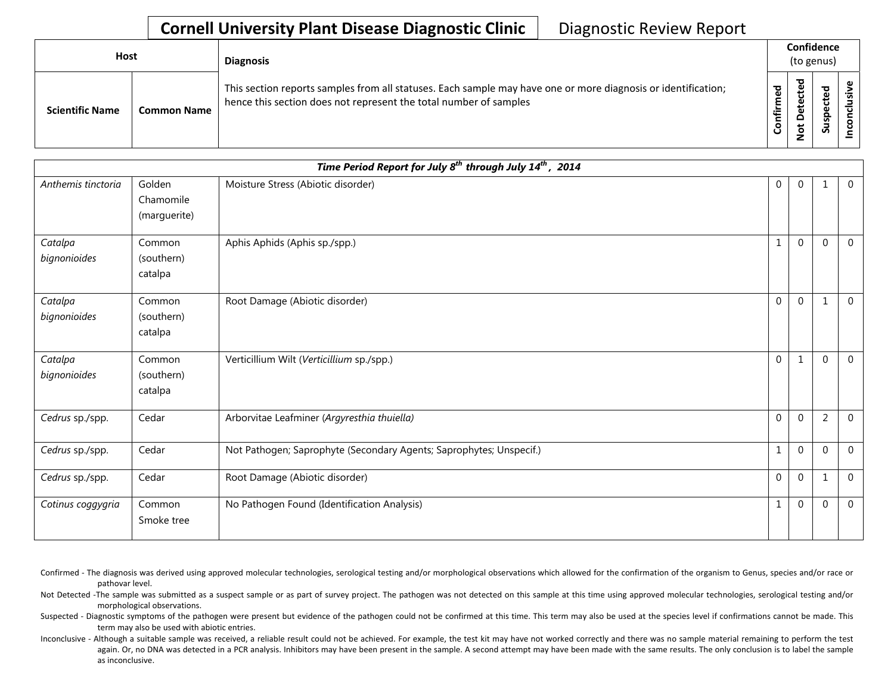**Cornell University Plant Disease Diagnostic Clinic** Diagnostic Review Report

| Host | | Diagnosis | Confidence (to genus) | | | |
|---|---|---|---|---|---|---|
| Scientific Name | Common Name | This section reports samples from all statuses. Each sample may have one or more diagnosis or identification; hence this section does not represent the total number of samples | Confirmed | Not Detected | Suspected | Inconclusive |

| *Time Period Report for July 8th through July 14th, 2014* | | | | | | |
|---|---|---|---|---|---|---|
| *Anthemis tinctoria* | Golden Chamomile (marguerite) | Moisture Stress (Abiotic disorder) | 0 | 0 | 1 | 0 |
| *Catalpa bignonioides* | Common (southern) catalpa | Aphis Aphids (Aphis sp./spp.) | 1 | 0 | 0 | 0 |
| *Catalpa bignonioides* | Common (southern) catalpa | Root Damage (Abiotic disorder) | 0 | 0 | 1 | 0 |
| *Catalpa bignonioides* | Common (southern) catalpa | Verticillium Wilt (*Verticillium* sp./spp.) | 0 | 1 | 0 | 0 |
| *Cedrus* sp./spp. | Cedar | Arborvitae Leafminer (*Argyresthia thuiella)* | 0 | 0 | 2 | 0 |
| *Cedrus* sp./spp. | Cedar | Not Pathogen; Saprophyte (Secondary Agents; Saprophytes; Unspecif.) | 1 | 0 | 0 | 0 |
| *Cedrus* sp./spp. | Cedar | Root Damage (Abiotic disorder) | 0 | 0 | 1 | 0 |
| *Cotinus coggygria* | Common Smoke tree | No Pathogen Found (Identification Analysis) | 1 | 0 | 0 | 0 |

Confirmed - The diagnosis was derived using approved molecular technologies, serological testing and/or morphological observations which allowed for the confirmation of the organism to Genus, species and/or race or pathovar level.

Not Detected -The sample was submitted as a suspect sample or as part of survey project. The pathogen was not detected on this sample at this time using approved molecular technologies, serological testing and/or morphological observations.

Suspected - Diagnostic symptoms of the pathogen were present but evidence of the pathogen could not be confirmed at this time. This term may also be used at the species level if confirmations cannot be made. This term may also be used with abiotic entries.

Inconclusive - Although a suitable sample was received, a reliable result could not be achieved. For example, the test kit may have not worked correctly and there was no sample material remaining to perform the test again. Or, no DNA was detected in a PCR analysis. Inhibitors may have been present in the sample. A second attempt may have been made with the same results. The only conclusion is to label the sample as inconclusive.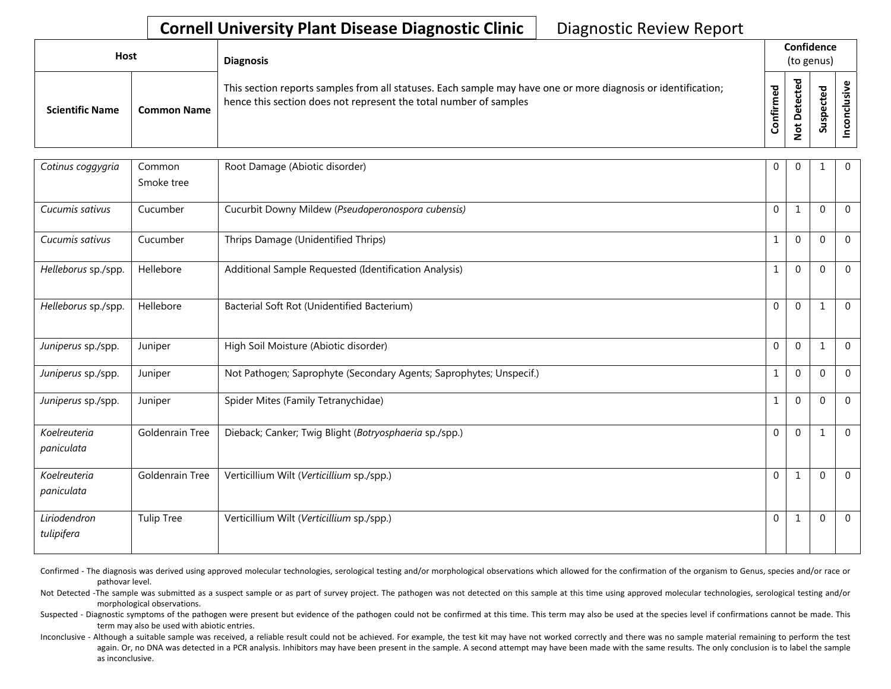# Cornell University Plant Disease Diagnostic Clinic

Diagnostic Review Report

| Host | | Diagnosis | Confidence (to genus) | | | |
|---|---|---|---|---|---|---|
| **Scientific Name** | **Common Name** | This section reports samples from all statuses. Each sample may have one or more diagnosis or identification; hence this section does not represent the total number of samples | **Confirmed** | **Not Detected** | **Suspected** | **Inconclusive** |
| *Cotinus coggygria* | Common Smoke tree | Root Damage (Abiotic disorder) | 0 | 0 | 1 | 0 |
| *Cucumis sativus* | Cucumber | Cucurbit Downy Mildew (*Pseudoperonospora cubensis)* | 0 | 1 | 0 | 0 |
| *Cucumis sativus* | Cucumber | Thrips Damage (Unidentified Thrips) | 1 | 0 | 0 | 0 |
| *Helleborus* sp./spp. | Hellebore | Additional Sample Requested (Identification Analysis) | 1 | 0 | 0 | 0 |
| *Helleborus* sp./spp. | Hellebore | Bacterial Soft Rot (Unidentified Bacterium) | 0 | 0 | 1 | 0 |
| *Juniperus* sp./spp. | Juniper | High Soil Moisture (Abiotic disorder) | 0 | 0 | 1 | 0 |
| *Juniperus* sp./spp. | Juniper | Not Pathogen; Saprophyte (Secondary Agents; Saprophytes; Unspecif.) | 1 | 0 | 0 | 0 |
| *Juniperus* sp./spp. | Juniper | Spider Mites (Family Tetranychidae) | 1 | 0 | 0 | 0 |
| *Koelreuteria paniculata* | Goldenrain Tree | Dieback; Canker; Twig Blight (*Botryosphaeria* sp./spp.) | 0 | 0 | 1 | 0 |
| *Koelreuteria paniculata* | Goldenrain Tree | Verticillium Wilt (*Verticillium* sp./spp.) | 0 | 1 | 0 | 0 |
| *Liriodendron tulipifera* | Tulip Tree | Verticillium Wilt (*Verticillium* sp./spp.) | 0 | 1 | 0 | 0 |

Confirmed - The diagnosis was derived using approved molecular technologies, serological testing and/or morphological observations which allowed for the confirmation of the organism to Genus, species and/or race or pathovar level.

Not Detected -The sample was submitted as a suspect sample or as part of survey project. The pathogen was not detected on this sample at this time using approved molecular technologies, serological testing and/or morphological observations.

Suspected - Diagnostic symptoms of the pathogen were present but evidence of the pathogen could not be confirmed at this time. This term may also be used at the species level if confirmations cannot be made. This term may also be used with abiotic entries.

Inconclusive - Although a suitable sample was received, a reliable result could not be achieved. For example, the test kit may have not worked correctly and there was no sample material remaining to perform the test again. Or, no DNA was detected in a PCR analysis. Inhibitors may have been present in the sample. A second attempt may have been made with the same results. The only conclusion is to label the sample as inconclusive.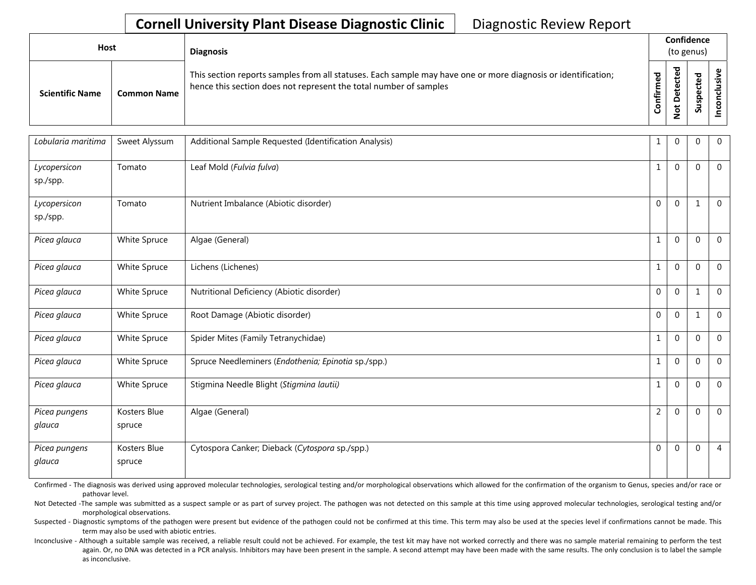**Cornell University Plant Disease Diagnostic Clinic** Diagnostic Review Report

| Host | | Diagnosis | Confidence (to genus) | | | |
|---|---|---|---|---|---|---|
| **Scientific Name** | **Common Name** | This section reports samples from all statuses. Each sample may have one or more diagnosis or identification; hence this section does not represent the total number of samples | **Confirmed** | **Not Detected** | **Suspected** | **Inconclusive** |
| *Lobularia maritima* | Sweet Alyssum | Additional Sample Requested (Identification Analysis) | 1 | 0 | 0 | 0 |
| *Lycopersicon* sp./spp. | Tomato | Leaf Mold (*Fulvia fulva*) | 1 | 0 | 0 | 0 |
| *Lycopersicon* sp./spp. | Tomato | Nutrient Imbalance (Abiotic disorder) | 0 | 0 | 1 | 0 |
| *Picea glauca* | White Spruce | Algae (General) | 1 | 0 | 0 | 0 |
| *Picea glauca* | White Spruce | Lichens (Lichenes) | 1 | 0 | 0 | 0 |
| *Picea glauca* | White Spruce | Nutritional Deficiency (Abiotic disorder) | 0 | 0 | 1 | 0 |
| *Picea glauca* | White Spruce | Root Damage (Abiotic disorder) | 0 | 0 | 1 | 0 |
| *Picea glauca* | White Spruce | Spider Mites (Family Tetranychidae) | 1 | 0 | 0 | 0 |
| *Picea glauca* | White Spruce | Spruce Needleminers (*Endothenia; Epinotia* sp./spp.) | 1 | 0 | 0 | 0 |
| *Picea glauca* | White Spruce | Stigmina Needle Blight (*Stigmina lautii)* | 1 | 0 | 0 | 0 |
| *Picea pungens glauca* | Kosters Blue spruce | Algae (General) | 2 | 0 | 0 | 0 |
| *Picea pungens glauca* | Kosters Blue spruce | Cytospora Canker; Dieback (*Cytospora* sp./spp.) | 0 | 0 | 0 | 4 |

Confirmed - The diagnosis was derived using approved molecular technologies, serological testing and/or morphological observations which allowed for the confirmation of the organism to Genus, species and/or race or pathovar level.

Not Detected -The sample was submitted as a suspect sample or as part of survey project. The pathogen was not detected on this sample at this time using approved molecular technologies, serological testing and/or morphological observations.

Suspected - Diagnostic symptoms of the pathogen were present but evidence of the pathogen could not be confirmed at this time. This term may also be used at the species level if confirmations cannot be made. This term may also be used with abiotic entries.

Inconclusive - Although a suitable sample was received, a reliable result could not be achieved. For example, the test kit may have not worked correctly and there was no sample material remaining to perform the test again. Or, no DNA was detected in a PCR analysis. Inhibitors may have been present in the sample. A second attempt may have been made with the same results. The only conclusion is to label the sample as inconclusive.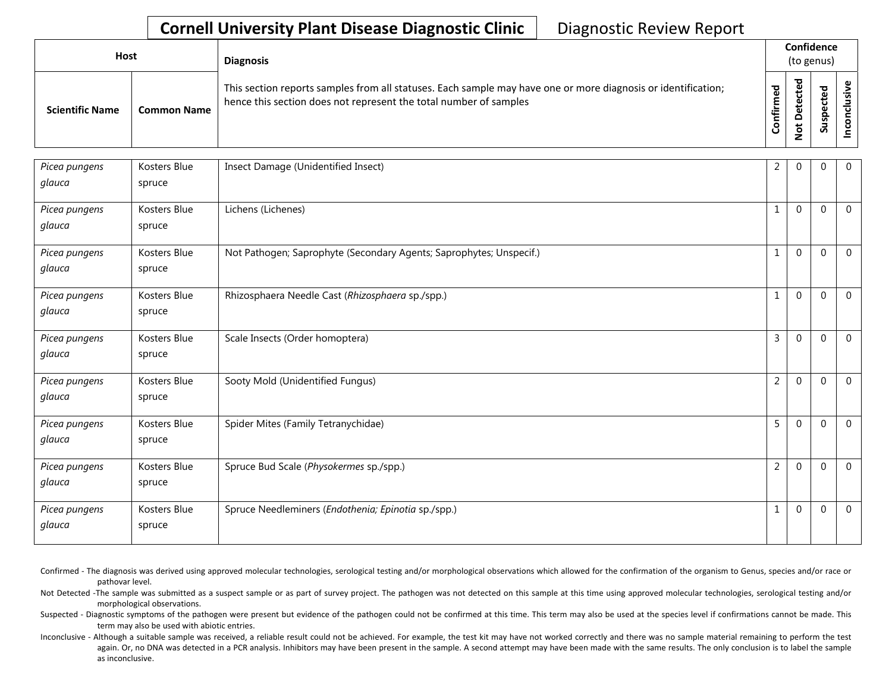**Cornell University Plant Disease Diagnostic Clinic** Diagnostic Review Report

| Host | | Diagnosis | Confidence (to genus) | | | |
|---|---|---|---|---|---|---|
| **Scientific Name** | **Common Name** | This section reports samples from all statuses. Each sample may have one or more diagnosis or identification; hence this section does not represent the total number of samples | **Confirmed** | **Not Detected** | **Suspected** | **Inconclusive** |
| *Picea pungens glauca* | Kosters Blue spruce | Insect Damage (Unidentified Insect) | 2 | 0 | 0 | 0 |
| *Picea pungens glauca* | Kosters Blue spruce | Lichens (Lichenes) | 1 | 0 | 0 | 0 |
| *Picea pungens glauca* | Kosters Blue spruce | Not Pathogen; Saprophyte (Secondary Agents; Saprophytes; Unspecif.) | 1 | 0 | 0 | 0 |
| *Picea pungens glauca* | Kosters Blue spruce | Rhizosphaera Needle Cast (*Rhizosphaera* sp./spp.) | 1 | 0 | 0 | 0 |
| *Picea pungens glauca* | Kosters Blue spruce | Scale Insects (Order homoptera) | 3 | 0 | 0 | 0 |
| *Picea pungens glauca* | Kosters Blue spruce | Sooty Mold (Unidentified Fungus) | 2 | 0 | 0 | 0 |
| *Picea pungens glauca* | Kosters Blue spruce | Spider Mites (Family Tetranychidae) | 5 | 0 | 0 | 0 |
| *Picea pungens glauca* | Kosters Blue spruce | Spruce Bud Scale (*Physokermes* sp./spp.) | 2 | 0 | 0 | 0 |
| *Picea pungens glauca* | Kosters Blue spruce | Spruce Needleminers (*Endothenia; Epinotia* sp./spp.) | 1 | 0 | 0 | 0 |

Confirmed - The diagnosis was derived using approved molecular technologies, serological testing and/or morphological observations which allowed for the confirmation of the organism to Genus, species and/or race or pathovar level.

Not Detected -The sample was submitted as a suspect sample or as part of survey project. The pathogen was not detected on this sample at this time using approved molecular technologies, serological testing and/or morphological observations.

Suspected - Diagnostic symptoms of the pathogen were present but evidence of the pathogen could not be confirmed at this time. This term may also be used at the species level if confirmations cannot be made. This term may also be used with abiotic entries.

Inconclusive - Although a suitable sample was received, a reliable result could not be achieved. For example, the test kit may have not worked correctly and there was no sample material remaining to perform the test again. Or, no DNA was detected in a PCR analysis. Inhibitors may have been present in the sample. A second attempt may have been made with the same results. The only conclusion is to label the sample as inconclusive.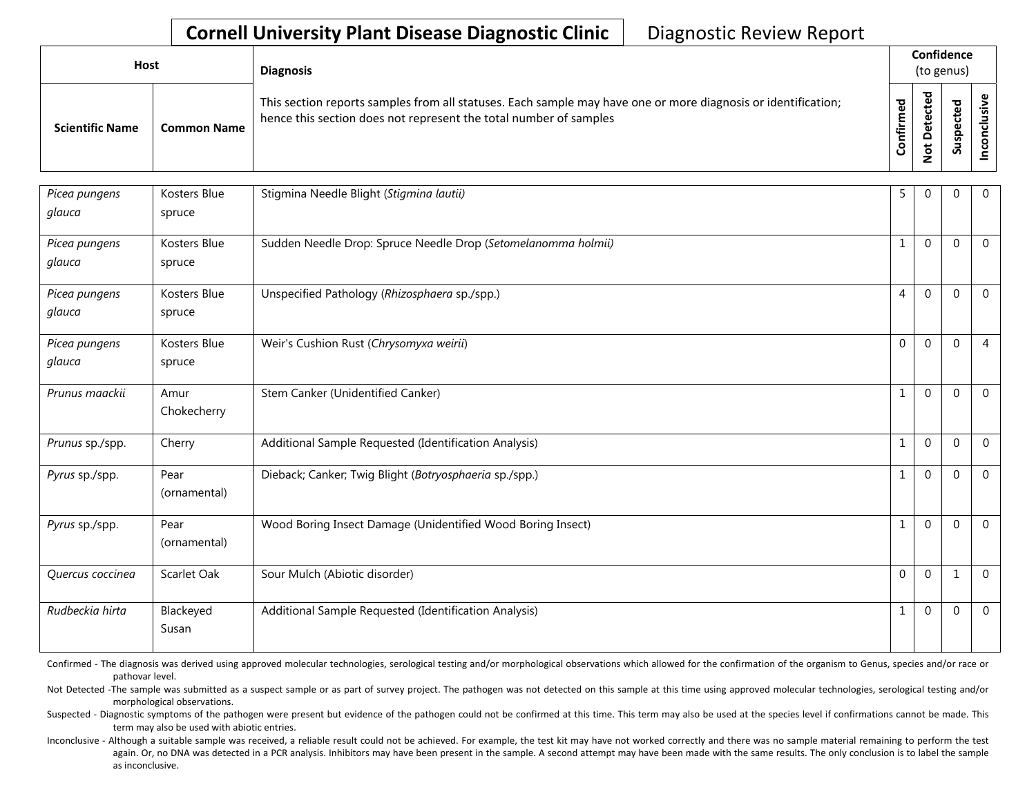**Cornell University Plant Disease Diagnostic Clinic** Diagnostic Review Report

| Host | | Diagnosis | Confidence (to genus) | | | |
|---|---|---|---|---|---|---|
| Scientific Name | Common Name | This section reports samples from all statuses. Each sample may have one or more diagnosis or identification; hence this section does not represent the total number of samples | Confirmed | Not Detected | Suspected | Inconclusive |
| *Picea pungens glauca* | Kosters Blue spruce | Stigmina Needle Blight (*Stigmina lautii)* | 5 | 0 | 0 | 0 |
| *Picea pungens glauca* | Kosters Blue spruce | Sudden Needle Drop: Spruce Needle Drop (*Setomelanomma holmii)* | 1 | 0 | 0 | 0 |
| *Picea pungens glauca* | Kosters Blue spruce | Unspecified Pathology (*Rhizosphaera* sp./spp.) | 4 | 0 | 0 | 0 |
| *Picea pungens glauca* | Kosters Blue spruce | Weir's Cushion Rust (*Chrysomyxa weirii*) | 0 | 0 | 0 | 4 |
| *Prunus maackii* | Amur Chokecherry | Stem Canker (Unidentified Canker) | 1 | 0 | 0 | 0 |
| *Prunus* sp./spp. | Cherry | Additional Sample Requested (Identification Analysis) | 1 | 0 | 0 | 0 |
| *Pyrus* sp./spp. | Pear (ornamental) | Dieback; Canker; Twig Blight (*Botryosphaeria* sp./spp.) | 1 | 0 | 0 | 0 |
| *Pyrus* sp./spp. | Pear (ornamental) | Wood Boring Insect Damage (Unidentified Wood Boring Insect) | 1 | 0 | 0 | 0 |
| *Quercus coccinea* | Scarlet Oak | Sour Mulch (Abiotic disorder) | 0 | 0 | 1 | 0 |
| *Rudbeckia hirta* | Blackeyed Susan | Additional Sample Requested (Identification Analysis) | 1 | 0 | 0 | 0 |

Confirmed - The diagnosis was derived using approved molecular technologies, serological testing and/or morphological observations which allowed for the confirmation of the organism to Genus, species and/or race or pathovar level.

Not Detected -The sample was submitted as a suspect sample or as part of survey project. The pathogen was not detected on this sample at this time using approved molecular technologies, serological testing and/or morphological observations.

Suspected - Diagnostic symptoms of the pathogen were present but evidence of the pathogen could not be confirmed at this time. This term may also be used at the species level if confirmations cannot be made. This term may also be used with abiotic entries.

Inconclusive - Although a suitable sample was received, a reliable result could not be achieved. For example, the test kit may have not worked correctly and there was no sample material remaining to perform the test again. Or, no DNA was detected in a PCR analysis. Inhibitors may have been present in the sample. A second attempt may have been made with the same results. The only conclusion is to label the sample as inconclusive.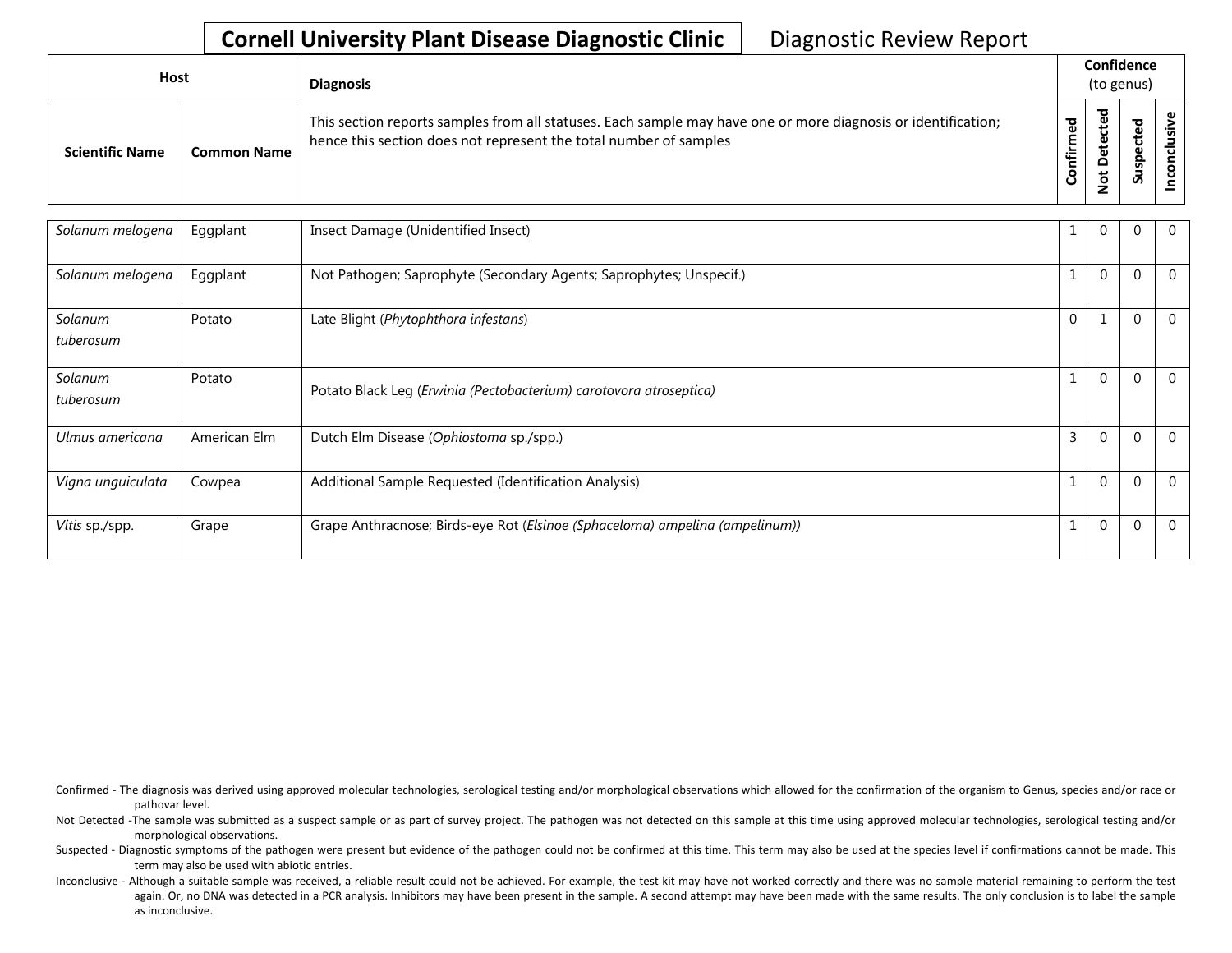**Cornell University Plant Disease Diagnostic Clinic** Diagnostic Review Report

| Host | | Diagnosis | Confidence (to genus) | | | |
|---|---|---|---|---|---|---|
| **Scientific Name** | **Common Name** | This section reports samples from all statuses. Each sample may have one or more diagnosis or identification; hence this section does not represent the total number of samples | **Confirmed** | **Not Detected** | **Suspected** | **Inconclusive** |
| *Solanum melogena* | Eggplant | Insect Damage (Unidentified Insect) | 1 | 0 | 0 | 0 |
| *Solanum melogena* | Eggplant | Not Pathogen; Saprophyte (Secondary Agents; Saprophytes; Unspecif.) | 1 | 0 | 0 | 0 |
| *Solanum tuberosum* | Potato | Late Blight (*Phytophthora infestans*) | 0 | 1 | 0 | 0 |
| *Solanum tuberosum* | Potato | Potato Black Leg (*Erwinia (Pectobacterium) carotovora atroseptica)* | 1 | 0 | 0 | 0 |
| *Ulmus americana* | American Elm | Dutch Elm Disease (*Ophiostoma* sp./spp.) | 3 | 0 | 0 | 0 |
| *Vigna unguiculata* | Cowpea | Additional Sample Requested (Identification Analysis) | 1 | 0 | 0 | 0 |
| *Vitis* sp./spp. | Grape | Grape Anthracnose; Birds-eye Rot (*Elsinoe (Sphaceloma) ampelina (ampelinum))* | 1 | 0 | 0 | 0 |

Confirmed - The diagnosis was derived using approved molecular technologies, serological testing and/or morphological observations which allowed for the confirmation of the organism to Genus, species and/or race or pathovar level.

Not Detected -The sample was submitted as a suspect sample or as part of survey project. The pathogen was not detected on this sample at this time using approved molecular technologies, serological testing and/or morphological observations.

Suspected - Diagnostic symptoms of the pathogen were present but evidence of the pathogen could not be confirmed at this time. This term may also be used at the species level if confirmations cannot be made. This term may also be used with abiotic entries.

Inconclusive - Although a suitable sample was received, a reliable result could not be achieved. For example, the test kit may have not worked correctly and there was no sample material remaining to perform the test again. Or, no DNA was detected in a PCR analysis. Inhibitors may have been present in the sample. A second attempt may have been made with the same results. The only conclusion is to label the sample as inconclusive.